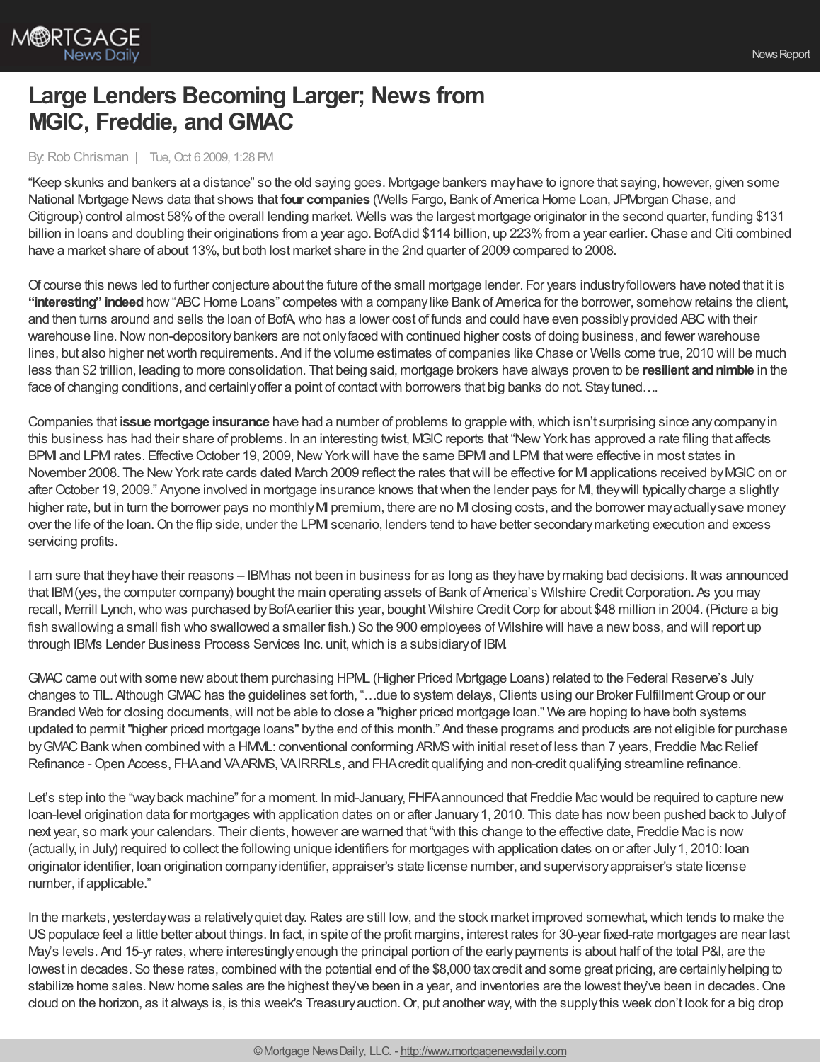# Large Lenders Becoming Larger; News from MGIC, Freddie, and GMAC

By: Rob Chrisman | Tue, Oct 6 2009, 1:28 PM

"Keep skunks and bankers at a distance" so the old saying goes. Mortgage bankers may have to ignore that saying, however, given some National Mortgage News data that shows that **four companies** (Wells Fargo, Bank of America Home Loan, JPMorgan Chase, and Citigroup) control almost 58% of the overall lending market. Wells was the largest mortgage originator in the second quarter, funding $131 billion in loans and doubling their originations from a year ago. BofA did $114 billion, up 223% from a year earlier. Chase and Citi combined have a market share of about 13%, but both lost market share in the 2nd quarter of 2009 compared to 2008.

Of course this news led to further conjecture about the future of the small mortgage lender. For years industry followers have noted that it is **"interesting" indeed** how "ABC Home Loans" competes with a company like Bank of America for the borrower, somehow retains the client, and then turns around and sells the loan of BofA, who has a lower cost of funds and could have even possibly provided ABC with their warehouse line. Now non-depository bankers are not only faced with continued higher costs of doing business, and fewer warehouse lines, but also higher net worth requirements. And if the volume estimates of companies like Chase or Wells come true, 2010 will be much less than $2 trillion, leading to more consolidation. That being said, mortgage brokers have always proven to be **resilient and nimble** in the face of changing conditions, and certainly offer a point of contact with borrowers that big banks do not. Stay tuned….

Companies that **issue mortgage insurance** have had a number of problems to grapple with, which isn't surprising since any company in this business has had their share of problems. In an interesting twist, MGIC reports that "New York has approved a rate filing that affects BPMI and LPMI rates. Effective October 19, 2009, New York will have the same BPMI and LPMI that were effective in most states in November 2008. The New York rate cards dated March 2009 reflect the rates that will be effective for MI applications received by MGIC on or after October 19, 2009." Anyone involved in mortgage insurance knows that when the lender pays for MI, they will typically charge a slightly higher rate, but in turn the borrower pays no monthly MI premium, there are no MI closing costs, and the borrower may actually save money over the life of the loan. On the flip side, under the LPMI scenario, lenders tend to have better secondary marketing execution and excess servicing profits.

I am sure that they have their reasons – IBM has not been in business for as long as they have by making bad decisions. It was announced that IBM (yes, the computer company) bought the main operating assets of Bank of America's Wilshire Credit Corporation. As you may recall, Merrill Lynch, who was purchased by BofA earlier this year, bought Wilshire Credit Corp for about $48 million in 2004. (Picture a big fish swallowing a small fish who swallowed a smaller fish.) So the 900 employees of Wilshire will have a new boss, and will report up through IBMs Lender Business Process Services Inc. unit, which is a subsidiary of IBM.

GMAC came out with some new about them purchasing HPML (Higher Priced Mortgage Loans) related to the Federal Reserve's July changes to TIL. Although GMAC has the guidelines set forth, "…due to system delays, Clients using our Broker Fulfillment Group or our Branded Web for closing documents, will not be able to close a "higher priced mortgage loan." We are hoping to have both systems updated to permit "higher priced mortgage loans" by the end of this month." And these programs and products are not eligible for purchase by GMAC Bank when combined with a HMML: conventional conforming ARMS with initial reset of less than 7 years, Freddie Mac Relief Refinance - Open Access, FHA and VA ARMS, VA IRRRLs, and FHA credit qualifying and non-credit qualifying streamline refinance.

Let's step into the "way back machine" for a moment. In mid-January, FHFA announced that Freddie Mac would be required to capture new loan-level origination data for mortgages with application dates on or after January 1, 2010. This date has now been pushed back to July of next year, so mark your calendars. Their clients, however are warned that "with this change to the effective date, Freddie Mac is now (actually, in July) required to collect the following unique identifiers for mortgages with application dates on or after July 1, 2010: loan originator identifier, loan origination company identifier, appraiser's state license number, and supervisory appraiser's state license number, if applicable."

In the markets, yesterday was a relatively quiet day. Rates are still low, and the stock market improved somewhat, which tends to make the US populace feel a little better about things. In fact, in spite of the profit margins, interest rates for 30-year fixed-rate mortgages are near last May's levels. And 15-yr rates, where interestingly enough the principal portion of the early payments is about half of the total P&I, are the lowest in decades. So these rates, combined with the potential end of the $8,000 tax credit and some great pricing, are certainly helping to stabilize home sales. New home sales are the highest they've been in a year, and inventories are the lowest they've been in decades. One cloud on the horizon, as it always is, is this week's Treasury auction. Or, put another way, with the supply this week don't look for a big drop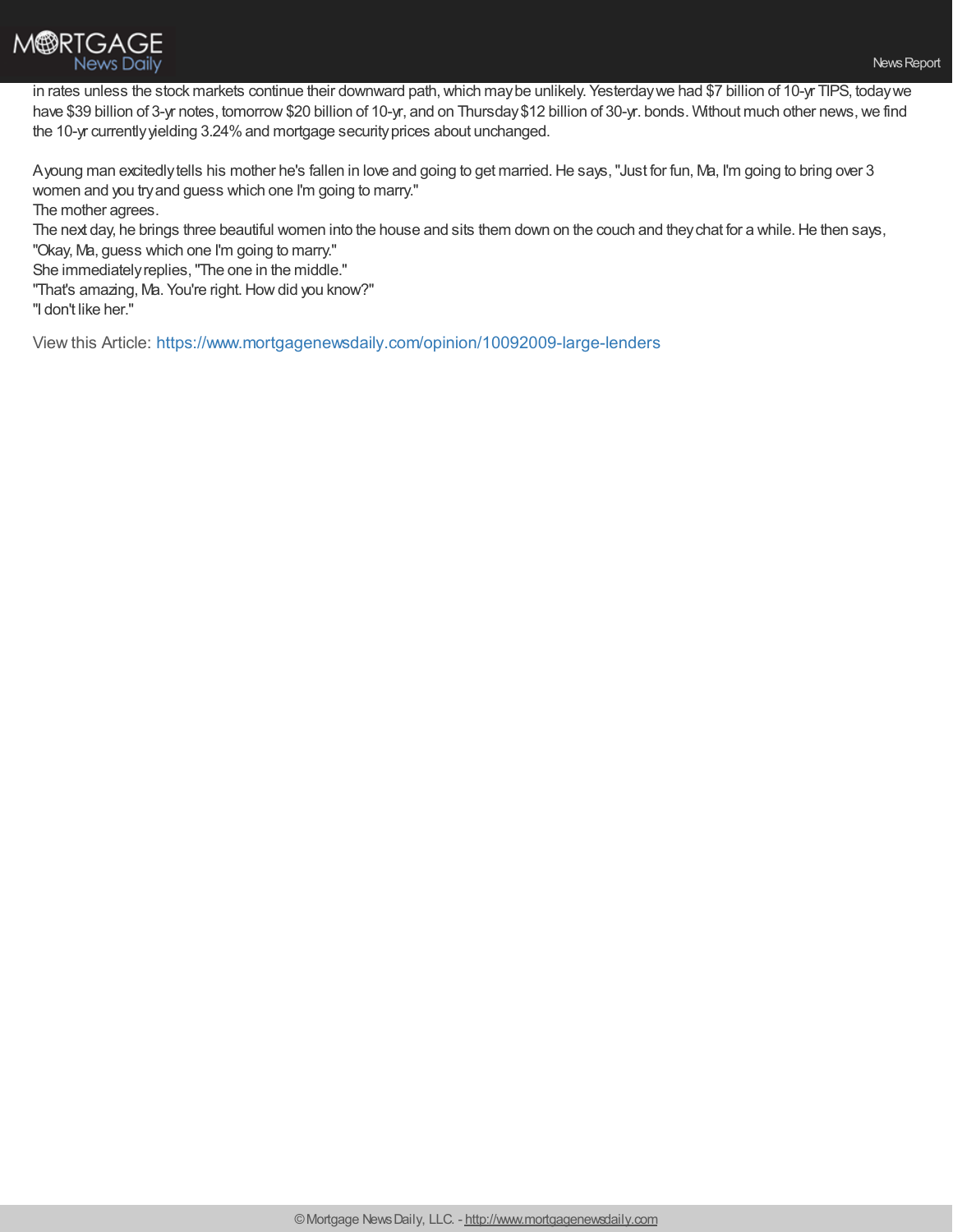in rates unless the stock markets continue their downward path, which may be unlikely. Yesterday we had $7 billion of 10-yr TIPS, today we have $39 billion of 3-yr notes, tomorrow $20 billion of 10-yr, and on Thursday $12 billion of 30-yr. bonds. Without much other news, we find the 10-yr currently yielding 3.24% and mortgage security prices about unchanged.

A young man excitedly tells his mother he's fallen in love and going to get married. He says, "Just for fun, Ma, I'm going to bring over 3 women and you try and guess which one I'm going to marry."
The mother agrees.
The next day, he brings three beautiful women into the house and sits them down on the couch and they chat for a while. He then says, "Okay, Ma, guess which one I'm going to marry."
She immediately replies, "The one in the middle."
"That's amazing, Ma. You're right. How did you know?"
"I don't like her."

View this Article: https://www.mortgagenewsdaily.com/opinion/10092009-large-lenders